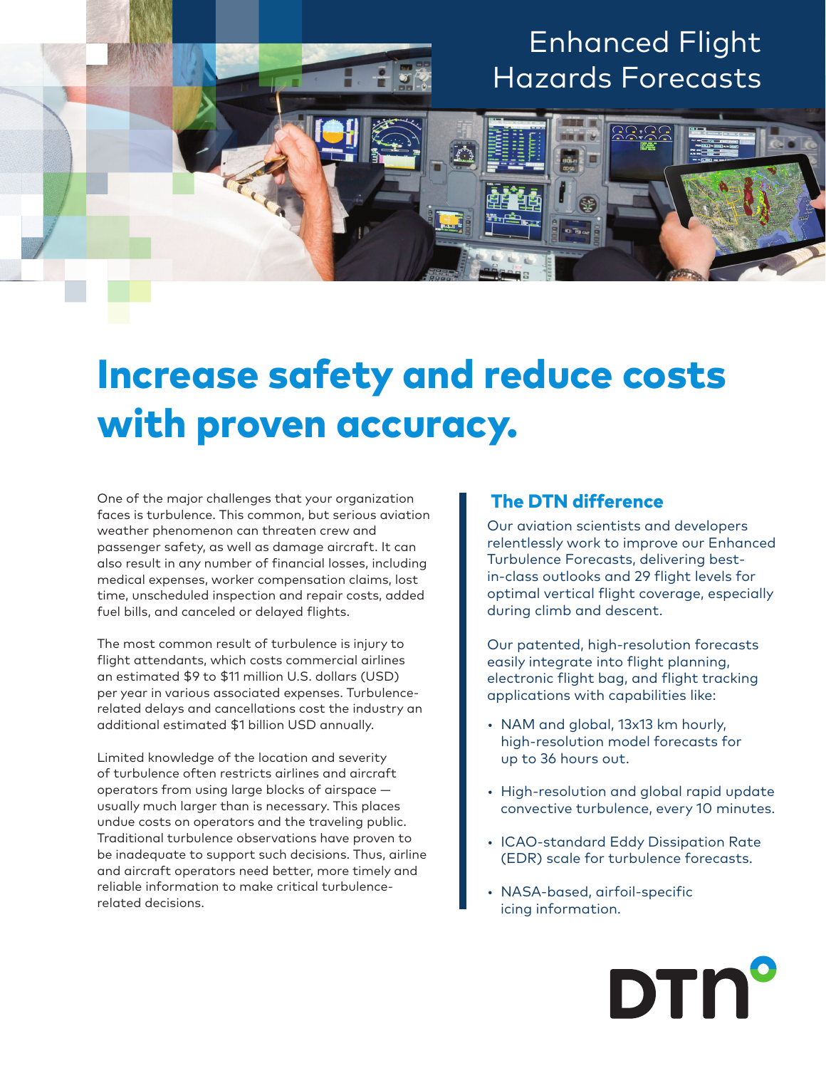# Enhanced Flight Hazards Forecasts

## Increase safety and reduce costs with proven accuracy.

One of the major challenges that your organization faces is turbulence. This common, but serious aviation weather phenomenon can threaten crew and passenger safety, as well as damage aircraft. It can also result in any number of financial losses, including medical expenses, worker compensation claims, lost time, unscheduled inspection and repair costs, added fuel bills, and canceled or delayed flights.

The most common result of turbulence is injury to flight attendants, which costs commercial airlines an estimated $9 to $11 million U.S. dollars (USD) per year in various associated expenses. Turbulence-related delays and cancellations cost the industry an additional estimated $1 billion USD annually.

Limited knowledge of the location and severity of turbulence often restricts airlines and aircraft operators from using large blocks of airspace — usually much larger than is necessary. This places undue costs on operators and the traveling public. Traditional turbulence observations have proven to be inadequate to support such decisions. Thus, airline and aircraft operators need better, more timely and reliable information to make critical turbulence-related decisions.

### The DTN difference

Our aviation scientists and developers relentlessly work to improve our Enhanced Turbulence Forecasts, delivering best-in-class outlooks and 29 flight levels for optimal vertical flight coverage, especially during climb and descent.

Our patented, high-resolution forecasts easily integrate into flight planning, electronic flight bag, and flight tracking applications with capabilities like:

- NAM and global, 13x13 km hourly, high-resolution model forecasts for up to 36 hours out.
- High-resolution and global rapid update convective turbulence, every 10 minutes.
- ICAO-standard Eddy Dissipation Rate (EDR) scale for turbulence forecasts.
- NASA-based, airfoil-specific icing information.

DTN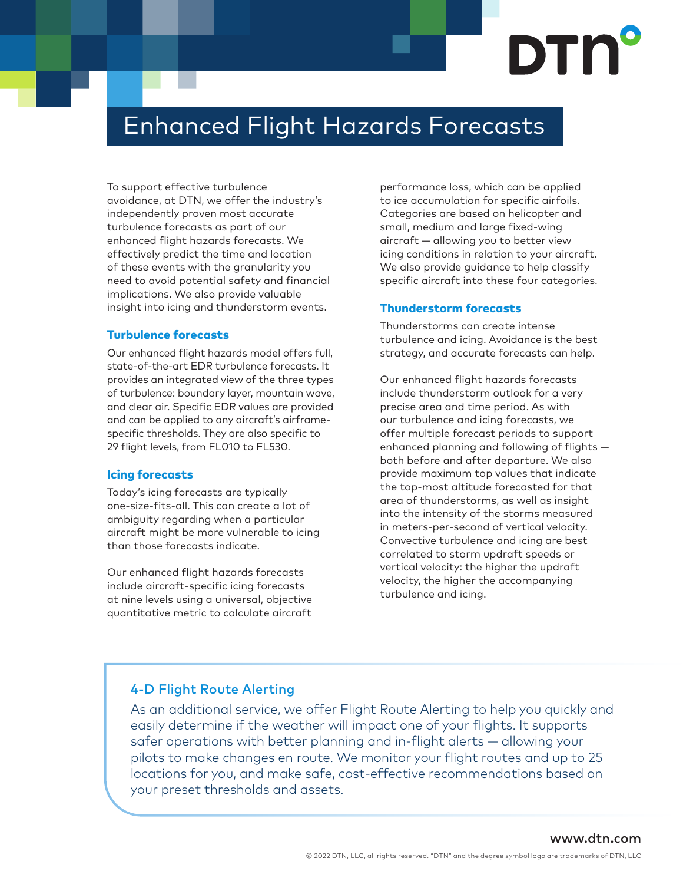# Enhanced Flight Hazards Forecasts

To support effective turbulence avoidance, at DTN, we offer the industry's independently proven most accurate turbulence forecasts as part of our enhanced flight hazards forecasts. We effectively predict the time and location of these events with the granularity you need to avoid potential safety and financial implications. We also provide valuable insight into icing and thunderstorm events.

## Turbulence forecasts

Our enhanced flight hazards model offers full, state-of-the-art EDR turbulence forecasts. It provides an integrated view of the three types of turbulence: boundary layer, mountain wave, and clear air. Specific EDR values are provided and can be applied to any aircraft's airframe-specific thresholds. They are also specific to 29 flight levels, from FL010 to FL530.

## Icing forecasts

Today's icing forecasts are typically one-size-fits-all. This can create a lot of ambiguity regarding when a particular aircraft might be more vulnerable to icing than those forecasts indicate.

Our enhanced flight hazards forecasts include aircraft-specific icing forecasts at nine levels using a universal, objective quantitative metric to calculate aircraft performance loss, which can be applied to ice accumulation for specific airfoils. Categories are based on helicopter and small, medium and large fixed-wing aircraft — allowing you to better view icing conditions in relation to your aircraft. We also provide guidance to help classify specific aircraft into these four categories.

## Thunderstorm forecasts

Thunderstorms can create intense turbulence and icing. Avoidance is the best strategy, and accurate forecasts can help.

Our enhanced flight hazards forecasts include thunderstorm outlook for a very precise area and time period. As with our turbulence and icing forecasts, we offer multiple forecast periods to support enhanced planning and following of flights — both before and after departure. We also provide maximum top values that indicate the top-most altitude forecasted for that area of thunderstorms, as well as insight into the intensity of the storms measured in meters-per-second of vertical velocity. Convective turbulence and icing are best correlated to storm updraft speeds or vertical velocity: the higher the updraft velocity, the higher the accompanying turbulence and icing.

## 4-D Flight Route Alerting

As an additional service, we offer Flight Route Alerting to help you quickly and easily determine if the weather will impact one of your flights. It supports safer operations with better planning and in-flight alerts — allowing your pilots to make changes en route. We monitor your flight routes and up to 25 locations for you, and make safe, cost-effective recommendations based on your preset thresholds and assets.

www.dtn.com

© 2022 DTN, LLC, all rights reserved. "DTN" and the degree symbol logo are trademarks of DTN, LLC